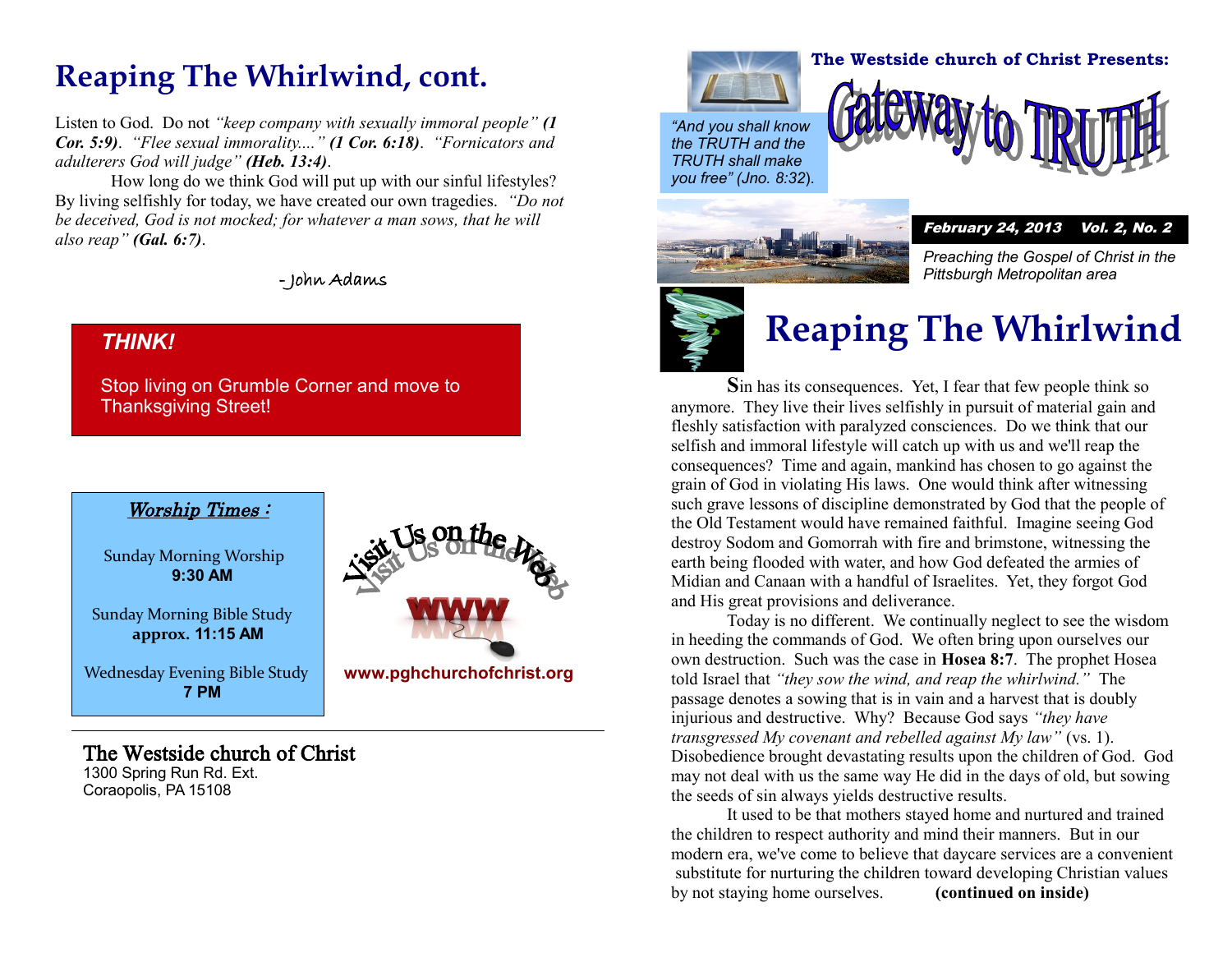# Reaping The Whirlwind, cont.

Listen to God. Do not *"keep company with sexually immoral people"* ***(1 Cor. 5:9)***. *"Flee sexual immorality...."* ***(1 Cor. 6:18)***. *"Fornicators and adulterers God will judge"* ***(Heb. 13:4)***.

How long do we think God will put up with our sinful lifestyles? By living selfishly for today, we have created our own tragedies. *"Do not be deceived, God is not mocked; for whatever a man sows, that he will also reap"* ***(Gal. 6:7)***.

-John Adams

***THINK!***

Stop living on Grumble Corner and move to Thanksgiving Street!

***Worship Times :***

Sunday Morning Worship
**9:30 AM**

Sunday Morning Bible Study
**approx. 11:15 AM**

Wednesday Evening Bible Study
**7 PM**

Visit Us on the Web

WWW

**www.pghchurchofchrist.org**

---

**The Westside church of Christ**
1300 Spring Run Rd. Ext.
Coraopolis, PA 15108

**The Westside church of Christ Presents:**

# Gateway to TRUTH

*"And you shall know the TRUTH and the TRUTH shall make you free" (Jno. 8:32).*

***February 24, 2013 Vol. 2, No. 2***

*Preaching the Gospel of Christ in the Pittsburgh Metropolitan area*

# Reaping The Whirlwind

**S**in has its consequences. Yet, I fear that few people think so anymore. They live their lives selfishly in pursuit of material gain and fleshly satisfaction with paralyzed consciences. Do we think that our selfish and immoral lifestyle will catch up with us and we'll reap the consequences? Time and again, mankind has chosen to go against the grain of God in violating His laws. One would think after witnessing such grave lessons of discipline demonstrated by God that the people of the Old Testament would have remained faithful. Imagine seeing God destroy Sodom and Gomorrah with fire and brimstone, witnessing the earth being flooded with water, and how God defeated the armies of Midian and Canaan with a handful of Israelites. Yet, they forgot God and His great provisions and deliverance.

Today is no different. We continually neglect to see the wisdom in heeding the commands of God. We often bring upon ourselves our own destruction. Such was the case in **Hosea 8:7**. The prophet Hosea told Israel that *"they sow the wind, and reap the whirlwind."* The passage denotes a sowing that is in vain and a harvest that is doubly injurious and destructive. Why? Because God says *"they have transgressed My covenant and rebelled against My law"* (vs. 1). Disobedience brought devastating results upon the children of God. God may not deal with us the same way He did in the days of old, but sowing the seeds of sin always yields destructive results.

It used to be that mothers stayed home and nurtured and trained the children to respect authority and mind their manners. But in our modern era, we've come to believe that daycare services are a convenient substitute for nurturing the children toward developing Christian values by not staying home ourselves. **(continued on inside)**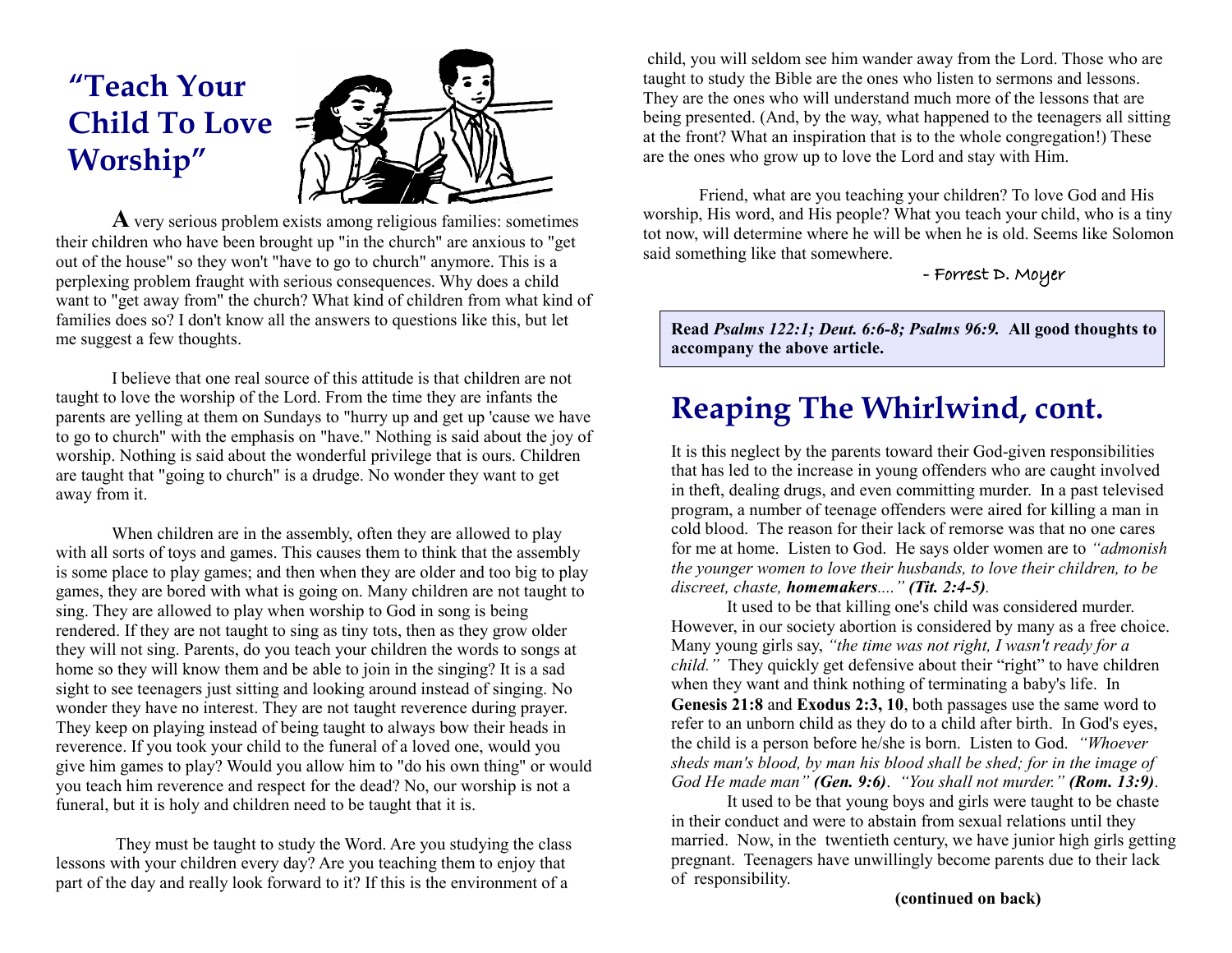# "Teach Your Child To Love Worship"

**A** very serious problem exists among religious families: sometimes their children who have been brought up "in the church" are anxious to "get out of the house" so they won't "have to go to church" anymore. This is a perplexing problem fraught with serious consequences. Why does a child want to "get away from" the church? What kind of children from what kind of families does so? I don't know all the answers to questions like this, but let me suggest a few thoughts.

I believe that one real source of this attitude is that children are not taught to love the worship of the Lord. From the time they are infants the parents are yelling at them on Sundays to "hurry up and get up 'cause we have to go to church" with the emphasis on "have." Nothing is said about the joy of worship. Nothing is said about the wonderful privilege that is ours. Children are taught that "going to church" is a drudge. No wonder they want to get away from it.

When children are in the assembly, often they are allowed to play with all sorts of toys and games. This causes them to think that the assembly is some place to play games; and then when they are older and too big to play games, they are bored with what is going on. Many children are not taught to sing. They are allowed to play when worship to God in song is being rendered. If they are not taught to sing as tiny tots, then as they grow older they will not sing. Parents, do you teach your children the words to songs at home so they will know them and be able to join in the singing? It is a sad sight to see teenagers just sitting and looking around instead of singing. No wonder they have no interest. They are not taught reverence during prayer. They keep on playing instead of being taught to always bow their heads in reverence. If you took your child to the funeral of a loved one, would you give him games to play? Would you allow him to "do his own thing" or would you teach him reverence and respect for the dead? No, our worship is not a funeral, but it is holy and children need to be taught that it is.

They must be taught to study the Word. Are you studying the class lessons with your children every day? Are you teaching them to enjoy that part of the day and really look forward to it? If this is the environment of a child, you will seldom see him wander away from the Lord. Those who are taught to study the Bible are the ones who listen to sermons and lessons. They are the ones who will understand much more of the lessons that are being presented. (And, by the way, what happened to the teenagers all sitting at the front? What an inspiration that is to the whole congregation!) These are the ones who grow up to love the Lord and stay with Him.

Friend, what are you teaching your children? To love God and His worship, His word, and His people? What you teach your child, who is a tiny tot now, will determine where he will be when he is old. Seems like Solomon said something like that somewhere.

- Forrest D. Moyer

**Read *Psalms 122:1; Deut. 6:6-8; Psalms 96:9.* All good thoughts to accompany the above article.**

# Reaping The Whirlwind, cont.

It is this neglect by the parents toward their God-given responsibilities that has led to the increase in young offenders who are caught involved in theft, dealing drugs, and even committing murder. In a past televised program, a number of teenage offenders were aired for killing a man in cold blood. The reason for their lack of remorse was that no one cares for me at home. Listen to God. He says older women are to *"admonish the younger women to love their husbands, to love their children, to be discreet, chaste, **homemakers**...." **(Tit. 2:4-5)**.*

It used to be that killing one's child was considered murder. However, in our society abortion is considered by many as a free choice. Many young girls say, *"the time was not right, I wasn't ready for a child."* They quickly get defensive about their "right" to have children when they want and think nothing of terminating a baby's life. In **Genesis 21:8** and **Exodus 2:3, 10**, both passages use the same word to refer to an unborn child as they do to a child after birth. In God's eyes, the child is a person before he/she is born. Listen to God. *"Whoever sheds man's blood, by man his blood shall be shed; for in the image of God He made man" **(Gen. 9:6)***. *"You shall not murder." **(Rom. 13:9)***.

It used to be that young boys and girls were taught to be chaste in their conduct and were to abstain from sexual relations until they married. Now, in the twentieth century, we have junior high girls getting pregnant. Teenagers have unwillingly become parents due to their lack of responsibility.

**(continued on back)**